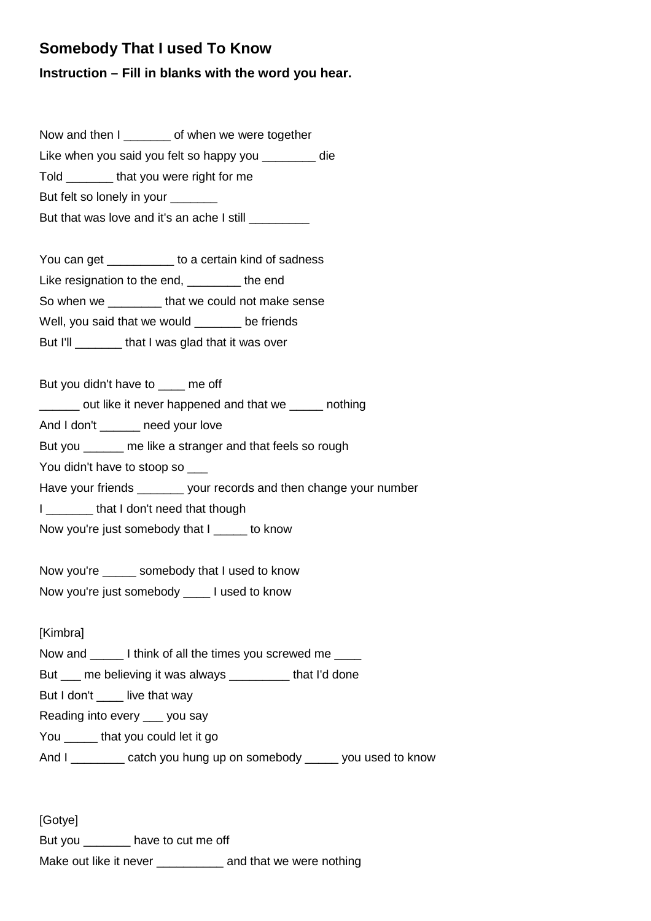# Somebody That I used To Know

### Instruction – Fill in blanks with the word you hear.

Now and then I _______ of when we were together
Like when you said you felt so happy you ________ die
Told _______ that you were right for me
But felt so lonely in your _______
But that was love and it's an ache I still _________

You can get __________ to a certain kind of sadness
Like resignation to the end, ________ the end
So when we ________ that we could not make sense
Well, you said that we would _______ be friends
But I'll _______ that I was glad that it was over

But you didn't have to ____ me off
______ out like it never happened and that we _____ nothing
And I don't ______ need your love
But you ______ me like a stranger and that feels so rough
You didn't have to stoop so ___
Have your friends _______ your records and then change your number
I _______ that I don't need that though
Now you're just somebody that I _____ to know

Now you're _____ somebody that I used to know
Now you're just somebody ____ I used to know

[Kimbra]
Now and _____ I think of all the times you screwed me ____
But ___ me believing it was always _________ that I'd done
But I don't ____ live that way
Reading into every ___ you say
You _____ that you could let it go
And I ________ catch you hung up on somebody _____ you used to know

[Gotye]
But you _______ have to cut me off
Make out like it never __________ and that we were nothing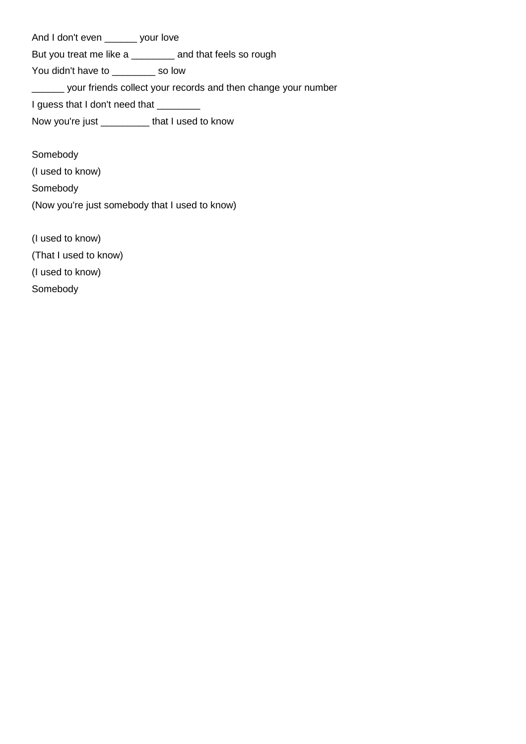And I don't even ______ your love

But you treat me like a ________ and that feels so rough

You didn't have to ________ so low

______ your friends collect your records and then change your number

I guess that I don't need that ________

Now you're just _________ that I used to know

Somebody

(I used to know)

Somebody

(Now you're just somebody that I used to know)

(I used to know)

(That I used to know)

(I used to know)

Somebody